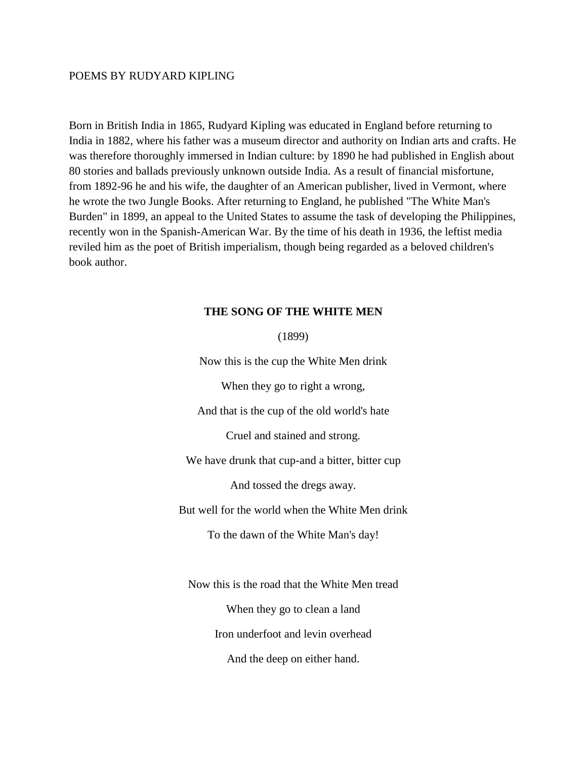POEMS BY RUDYARD KIPLING

Born in British India in 1865, Rudyard Kipling was educated in England before returning to India in 1882, where his father was a museum director and authority on Indian arts and crafts. He was therefore thoroughly immersed in Indian culture: by 1890 he had published in English about 80 stories and ballads previously unknown outside India. As a result of financial misfortune, from 1892-96 he and his wife, the daughter of an American publisher, lived in Vermont, where he wrote the two Jungle Books. After returning to England, he published "The White Man's Burden" in 1899, an appeal to the United States to assume the task of developing the Philippines, recently won in the Spanish-American War. By the time of his death in 1936, the leftist media reviled him as the poet of British imperialism, though being regarded as a beloved children's book author.

**THE SONG OF THE WHITE MEN**

(1899)

Now this is the cup the White Men drink

When they go to right a wrong,

And that is the cup of the old world's hate

Cruel and stained and strong.

We have drunk that cup-and a bitter, bitter cup

And tossed the dregs away.

But well for the world when the White Men drink

To the dawn of the White Man's day!

Now this is the road that the White Men tread

When they go to clean a land

Iron underfoot and levin overhead

And the deep on either hand.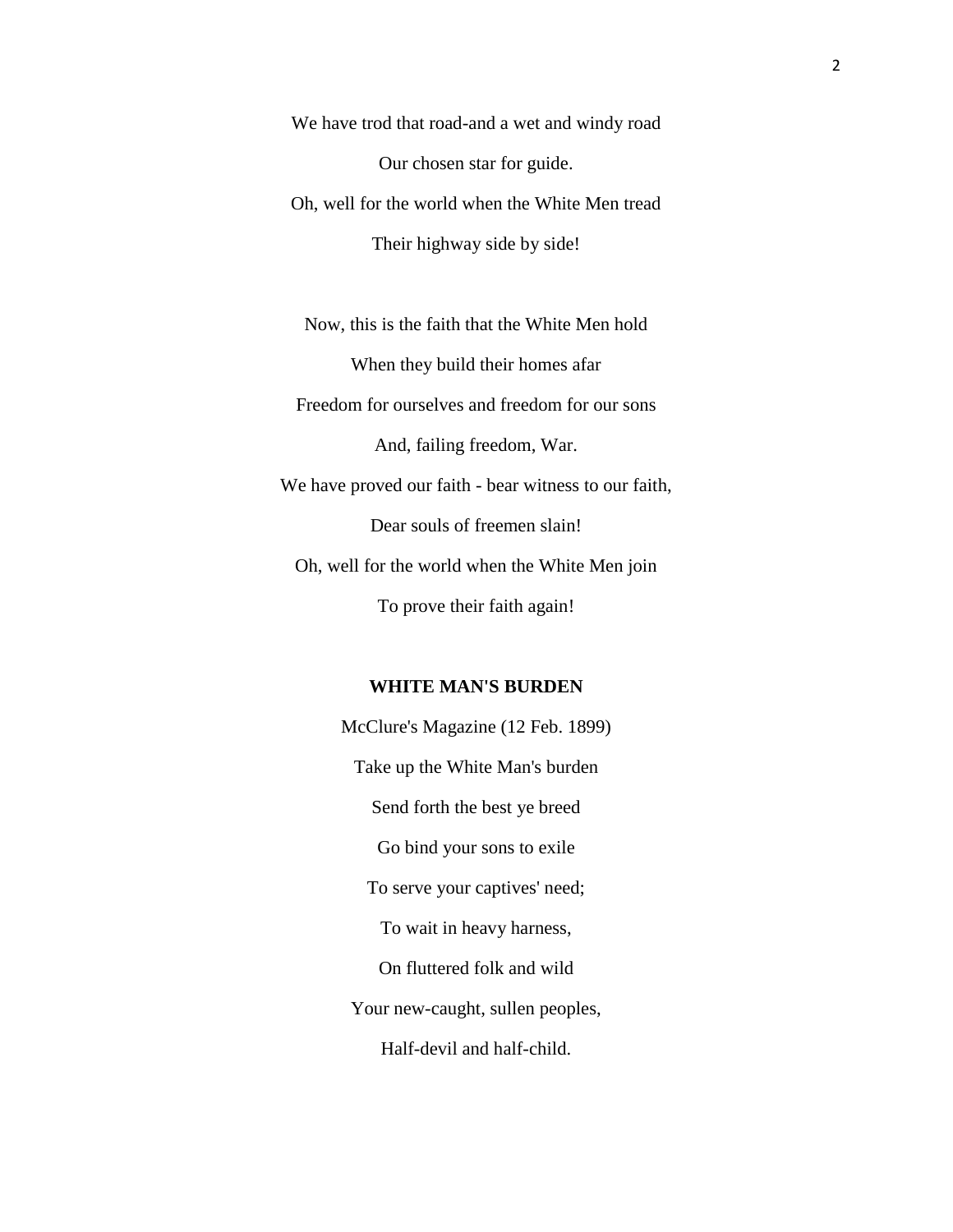We have trod that road-and a wet and windy road

Our chosen star for guide.

Oh, well for the world when the White Men tread

Their highway side by side!

Now, this is the faith that the White Men hold

When they build their homes afar

Freedom for ourselves and freedom for our sons

And, failing freedom, War.

We have proved our faith - bear witness to our faith,

Dear souls of freemen slain!

Oh, well for the world when the White Men join

To prove their faith again!

**WHITE MAN'S BURDEN**

McClure's Magazine (12 Feb. 1899)

Take up the White Man's burden

Send forth the best ye breed

Go bind your sons to exile

To serve your captives' need;

To wait in heavy harness,

On fluttered folk and wild

Your new-caught, sullen peoples,

Half-devil and half-child.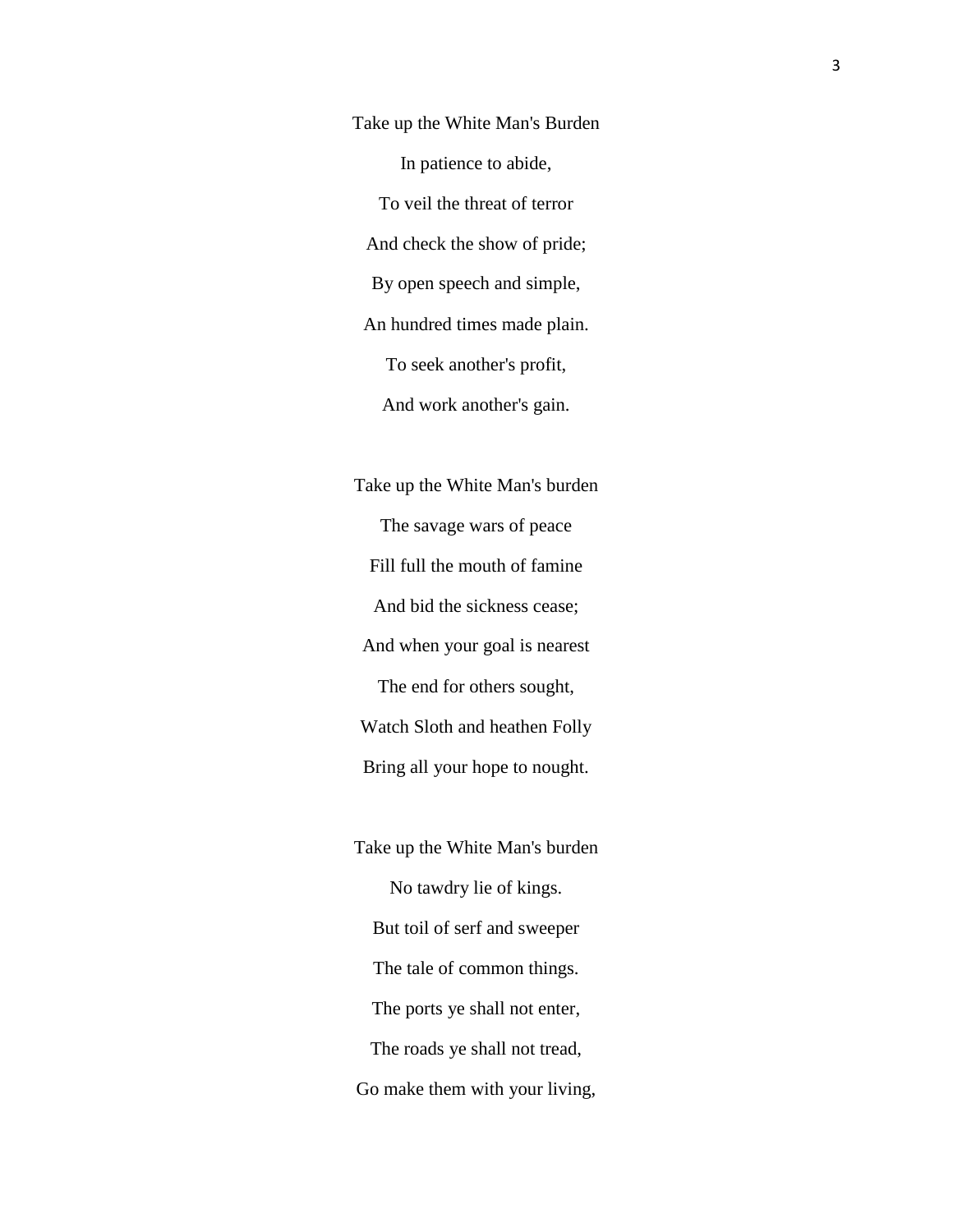Take up the White Man's Burden

In patience to abide,

To veil the threat of terror

And check the show of pride;

By open speech and simple,

An hundred times made plain.

To seek another's profit,

And work another's gain.

Take up the White Man's burden

The savage wars of peace

Fill full the mouth of famine

And bid the sickness cease;

And when your goal is nearest

The end for others sought,

Watch Sloth and heathen Folly

Bring all your hope to nought.

Take up the White Man's burden

No tawdry lie of kings.

But toil of serf and sweeper

The tale of common things.

The ports ye shall not enter,

The roads ye shall not tread,

Go make them with your living,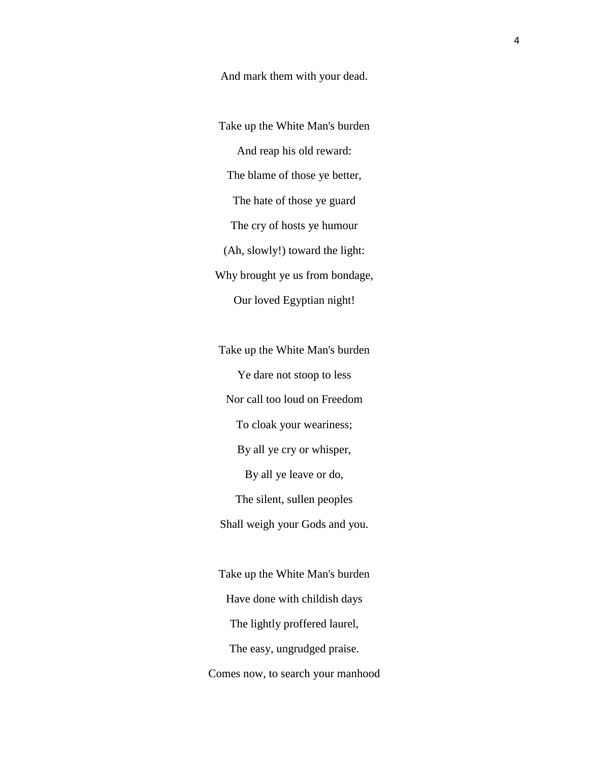And mark them with your dead.

Take up the White Man's burden  
And reap his old reward:  
The blame of those ye better,  
The hate of those ye guard  
The cry of hosts ye humour  
(Ah, slowly!) toward the light:  
Why brought ye us from bondage,  
Our loved Egyptian night!

Take up the White Man's burden  
Ye dare not stoop to less  
Nor call too loud on Freedom  
To cloak your weariness;  
By all ye cry or whisper,  
By all ye leave or do,  
The silent, sullen peoples  
Shall weigh your Gods and you.

Take up the White Man's burden  
Have done with childish days  
The lightly proffered laurel,  
The easy, ungrudged praise.  
Comes now, to search your manhood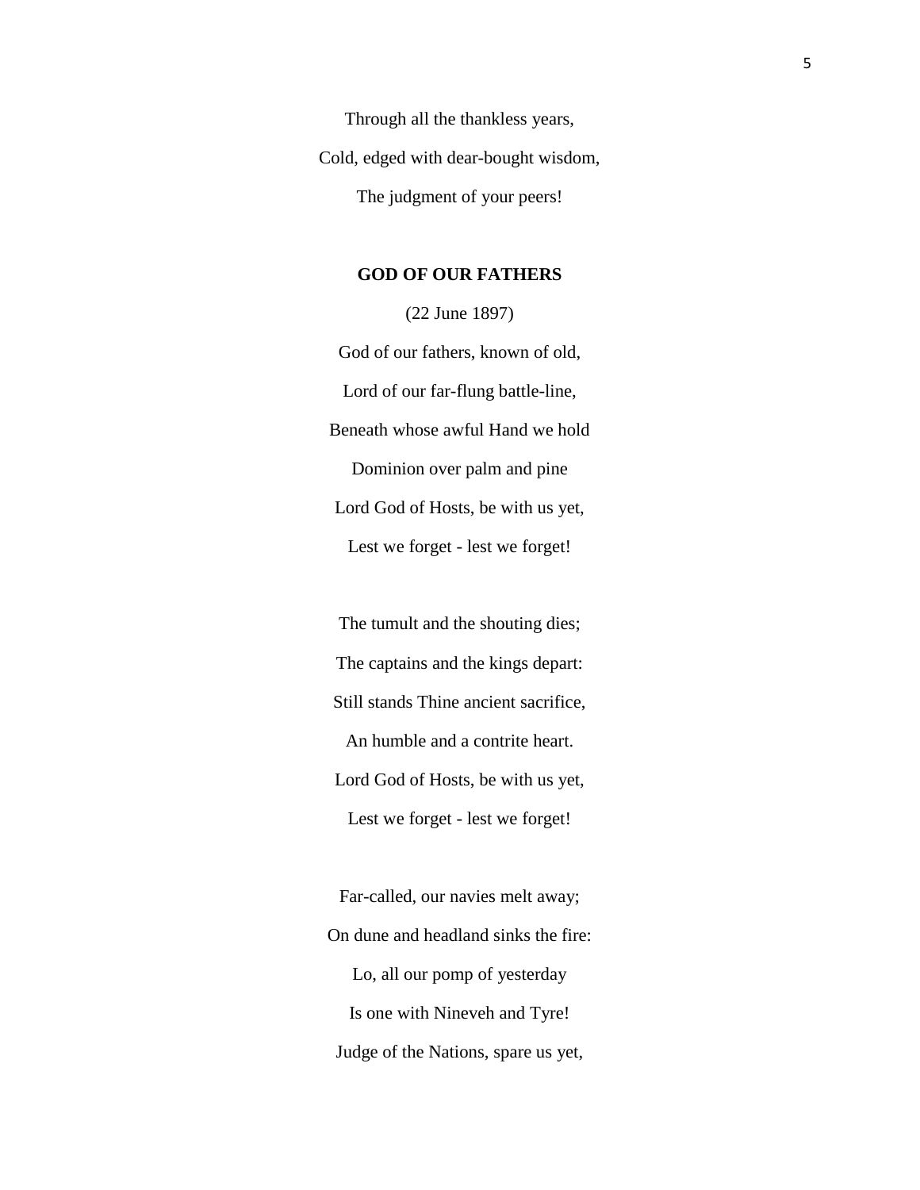Through all the thankless years,

Cold, edged with dear-bought wisdom,

The judgment of your peers!

**GOD OF OUR FATHERS**

(22 June 1897)

God of our fathers, known of old,

Lord of our far-flung battle-line,

Beneath whose awful Hand we hold

Dominion over palm and pine

Lord God of Hosts, be with us yet,

Lest we forget - lest we forget!

The tumult and the shouting dies;

The captains and the kings depart:

Still stands Thine ancient sacrifice,

An humble and a contrite heart.

Lord God of Hosts, be with us yet,

Lest we forget - lest we forget!

Far-called, our navies melt away;

On dune and headland sinks the fire:

Lo, all our pomp of yesterday

Is one with Nineveh and Tyre!

Judge of the Nations, spare us yet,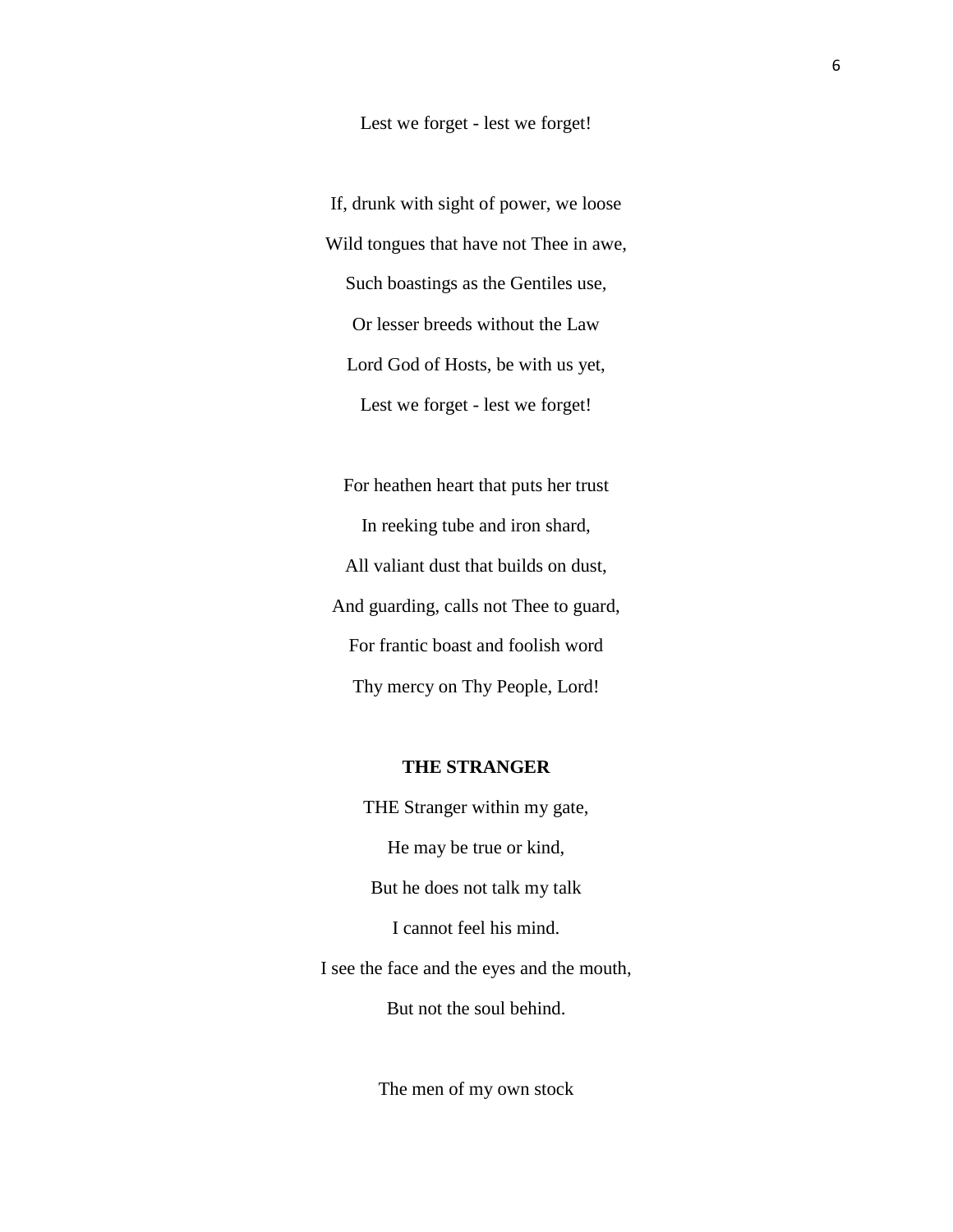Lest we forget - lest we forget!

If, drunk with sight of power, we loose  
Wild tongues that have not Thee in awe,  
Such boastings as the Gentiles use,  
Or lesser breeds without the Law  
Lord God of Hosts, be with us yet,  
Lest we forget - lest we forget!

For heathen heart that puts her trust  
In reeking tube and iron shard,  
All valiant dust that builds on dust,  
And guarding, calls not Thee to guard,  
For frantic boast and foolish word  
Thy mercy on Thy People, Lord!

**THE STRANGER**

THE Stranger within my gate,  
He may be true or kind,  
But he does not talk my talk  
I cannot feel his mind.  
I see the face and the eyes and the mouth,  
But not the soul behind.

The men of my own stock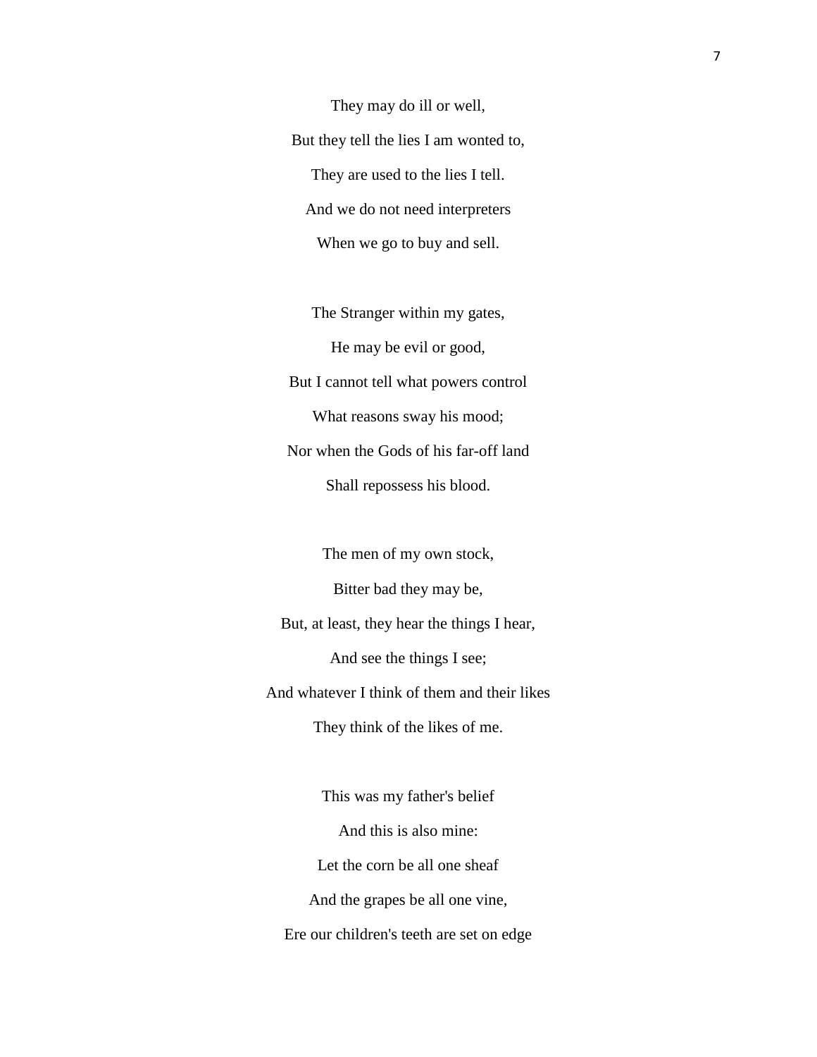They may do ill or well,

But they tell the lies I am wonted to,

They are used to the lies I tell.

And we do not need interpreters

When we go to buy and sell.

The Stranger within my gates,

He may be evil or good,

But I cannot tell what powers control

What reasons sway his mood;

Nor when the Gods of his far-off land

Shall repossess his blood.

The men of my own stock,

Bitter bad they may be,

But, at least, they hear the things I hear,

And see the things I see;

And whatever I think of them and their likes

They think of the likes of me.

This was my father's belief

And this is also mine:

Let the corn be all one sheaf

And the grapes be all one vine,

Ere our children's teeth are set on edge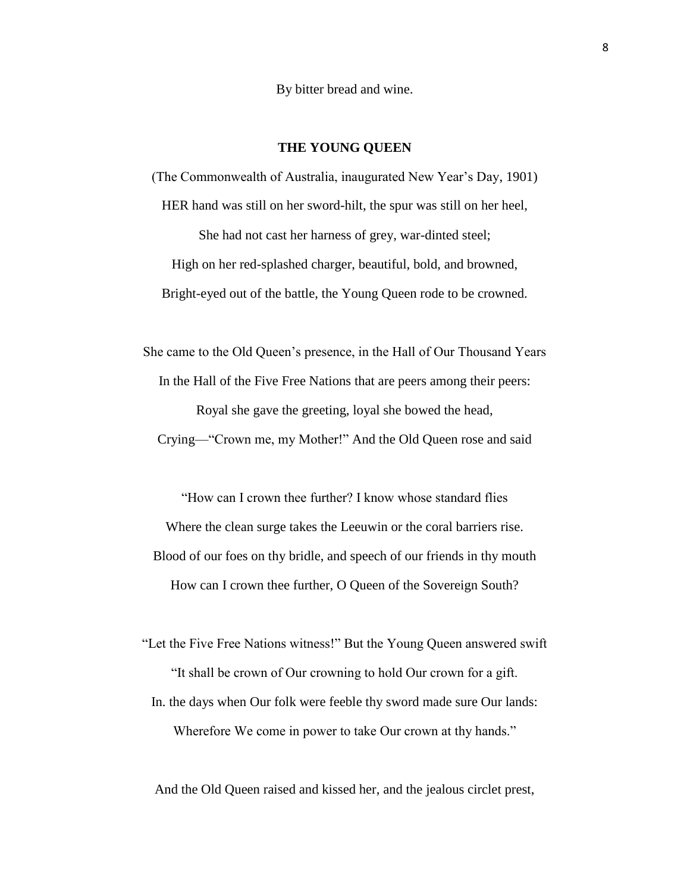By bitter bread and wine.

## THE YOUNG QUEEN

(The Commonwealth of Australia, inaugurated New Year's Day, 1901)

HER hand was still on her sword-hilt, the spur was still on her heel,

She had not cast her harness of grey, war-dinted steel;

High on her red-splashed charger, beautiful, bold, and browned,

Bright-eyed out of the battle, the Young Queen rode to be crowned.

She came to the Old Queen's presence, in the Hall of Our Thousand Years

In the Hall of the Five Free Nations that are peers among their peers:

Royal she gave the greeting, loyal she bowed the head,

Crying—"Crown me, my Mother!" And the Old Queen rose and said

"How can I crown thee further? I know whose standard flies

Where the clean surge takes the Leeuwin or the coral barriers rise.

Blood of our foes on thy bridle, and speech of our friends in thy mouth

How can I crown thee further, O Queen of the Sovereign South?

"Let the Five Free Nations witness!" But the Young Queen answered swift

"It shall be crown of Our crowning to hold Our crown for a gift.

In. the days when Our folk were feeble thy sword made sure Our lands:

Wherefore We come in power to take Our crown at thy hands."

And the Old Queen raised and kissed her, and the jealous circlet prest,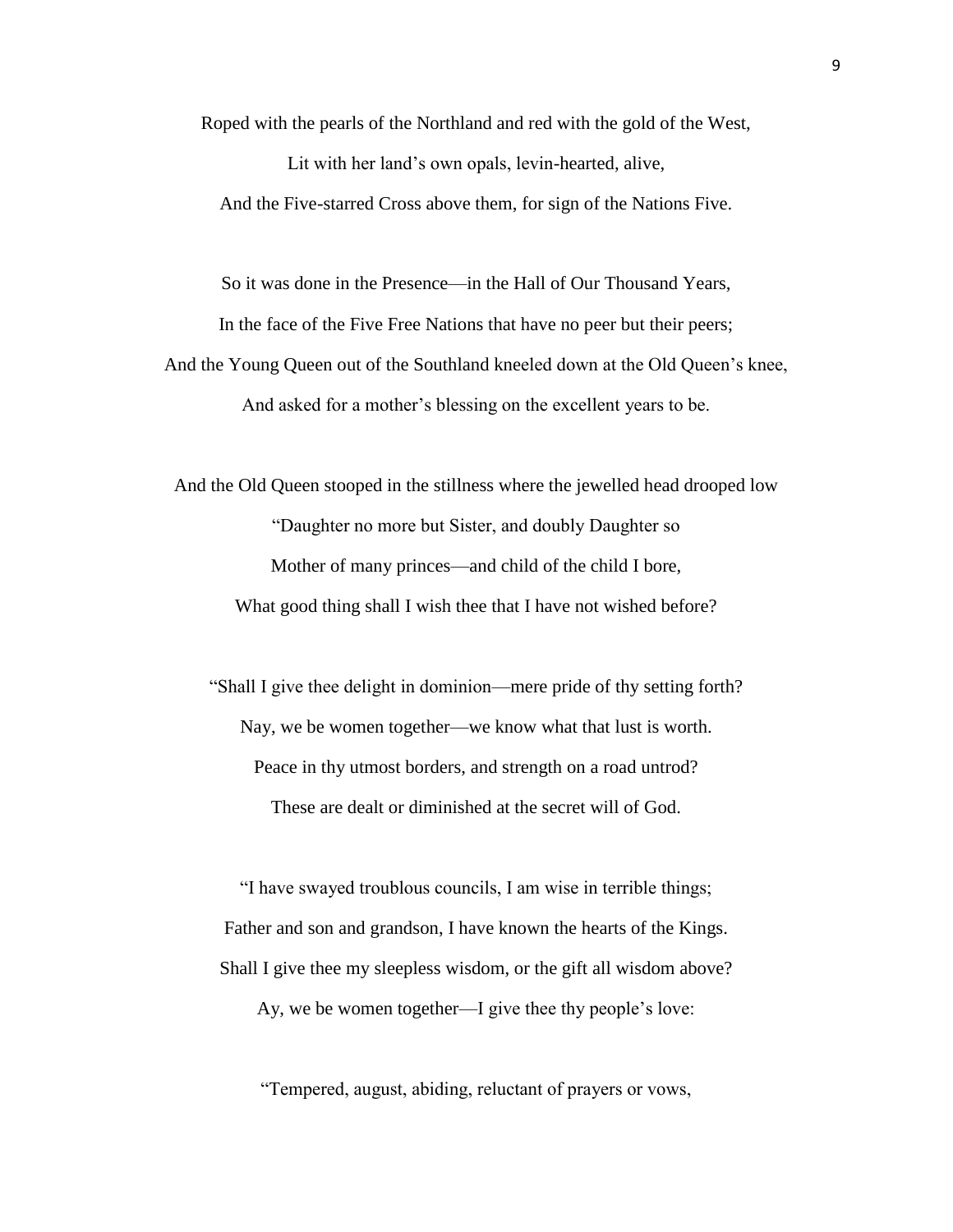Roped with the pearls of the Northland and red with the gold of the West,

Lit with her land's own opals, levin-hearted, alive,

And the Five-starred Cross above them, for sign of the Nations Five.

So it was done in the Presence—in the Hall of Our Thousand Years,

In the face of the Five Free Nations that have no peer but their peers;

And the Young Queen out of the Southland kneeled down at the Old Queen's knee,

And asked for a mother's blessing on the excellent years to be.

And the Old Queen stooped in the stillness where the jewelled head drooped low

"Daughter no more but Sister, and doubly Daughter so

Mother of many princes—and child of the child I bore,

What good thing shall I wish thee that I have not wished before?

"Shall I give thee delight in dominion—mere pride of thy setting forth?

Nay, we be women together—we know what that lust is worth.

Peace in thy utmost borders, and strength on a road untrod?

These are dealt or diminished at the secret will of God.

"I have swayed troublous councils, I am wise in terrible things;

Father and son and grandson, I have known the hearts of the Kings.

Shall I give thee my sleepless wisdom, or the gift all wisdom above?

Ay, we be women together—I give thee thy people's love:

"Tempered, august, abiding, reluctant of prayers or vows,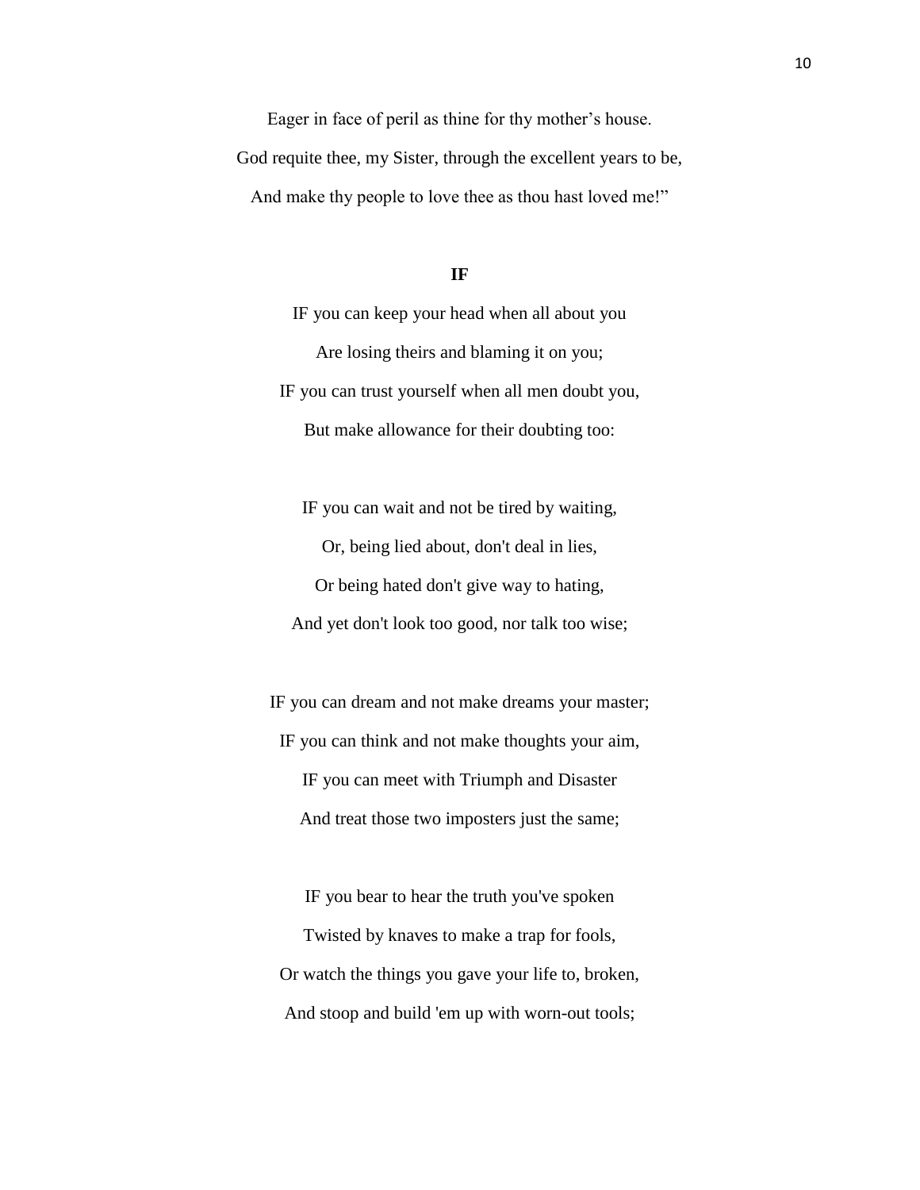Eager in face of peril as thine for thy mother's house.

God requite thee, my Sister, through the excellent years to be,

And make thy people to love thee as thou hast loved me!"

**IF**

IF you can keep your head when all about you

Are losing theirs and blaming it on you;

IF you can trust yourself when all men doubt you,

But make allowance for their doubting too:

IF you can wait and not be tired by waiting,

Or, being lied about, don't deal in lies,

Or being hated don't give way to hating,

And yet don't look too good, nor talk too wise;

IF you can dream and not make dreams your master;

IF you can think and not make thoughts your aim,

IF you can meet with Triumph and Disaster

And treat those two imposters just the same;

IF you bear to hear the truth you've spoken

Twisted by knaves to make a trap for fools,

Or watch the things you gave your life to, broken,

And stoop and build 'em up with worn-out tools;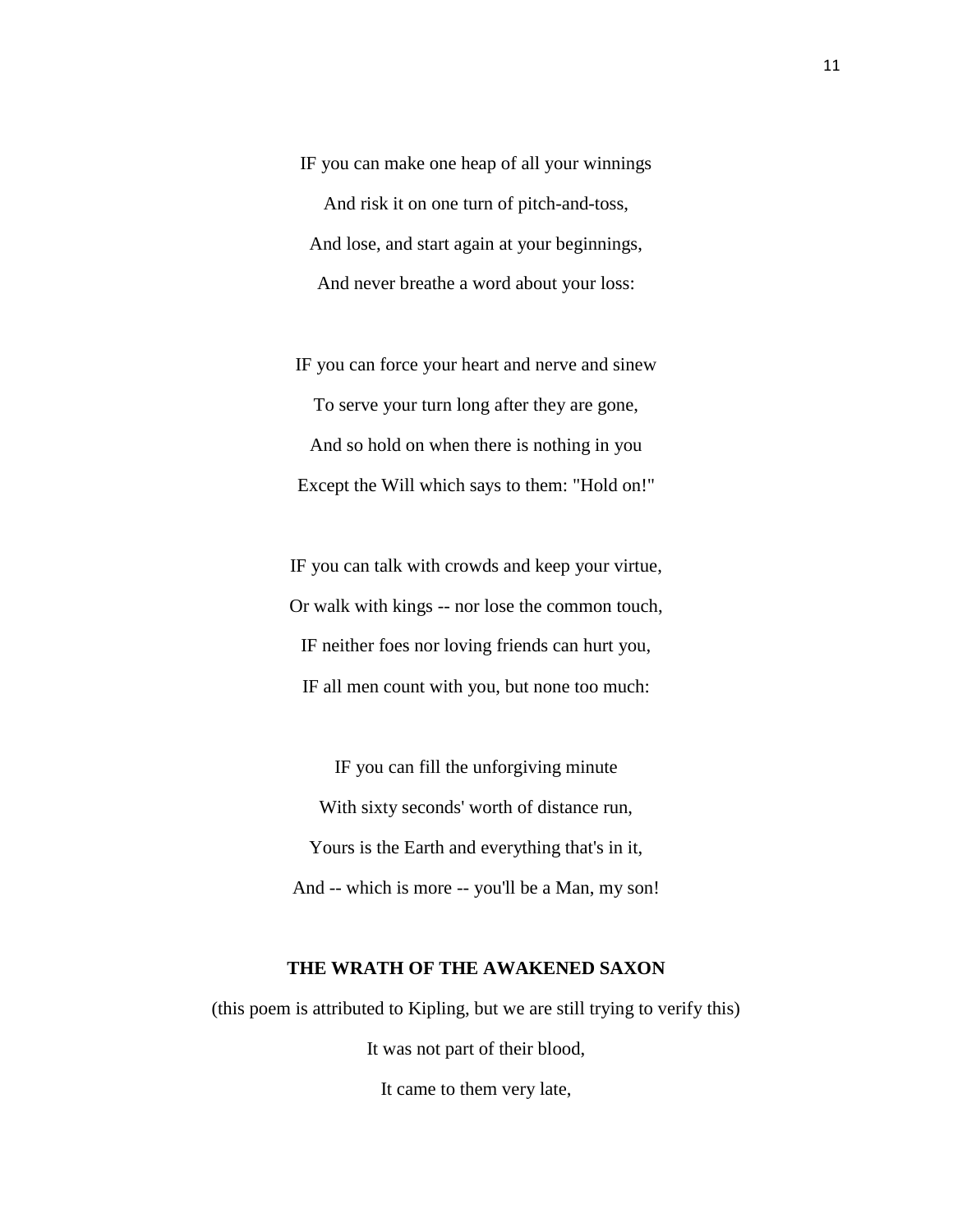IF you can make one heap of all your winnings

And risk it on one turn of pitch-and-toss,

And lose, and start again at your beginnings,

And never breathe a word about your loss:

IF you can force your heart and nerve and sinew

To serve your turn long after they are gone,

And so hold on when there is nothing in you

Except the Will which says to them: "Hold on!"

IF you can talk with crowds and keep your virtue,

Or walk with kings -- nor lose the common touch,

IF neither foes nor loving friends can hurt you,

IF all men count with you, but none too much:

IF you can fill the unforgiving minute

With sixty seconds' worth of distance run,

Yours is the Earth and everything that's in it,

And -- which is more -- you'll be a Man, my son!

**THE WRATH OF THE AWAKENED SAXON**

(this poem is attributed to Kipling, but we are still trying to verify this)

It was not part of their blood,

It came to them very late,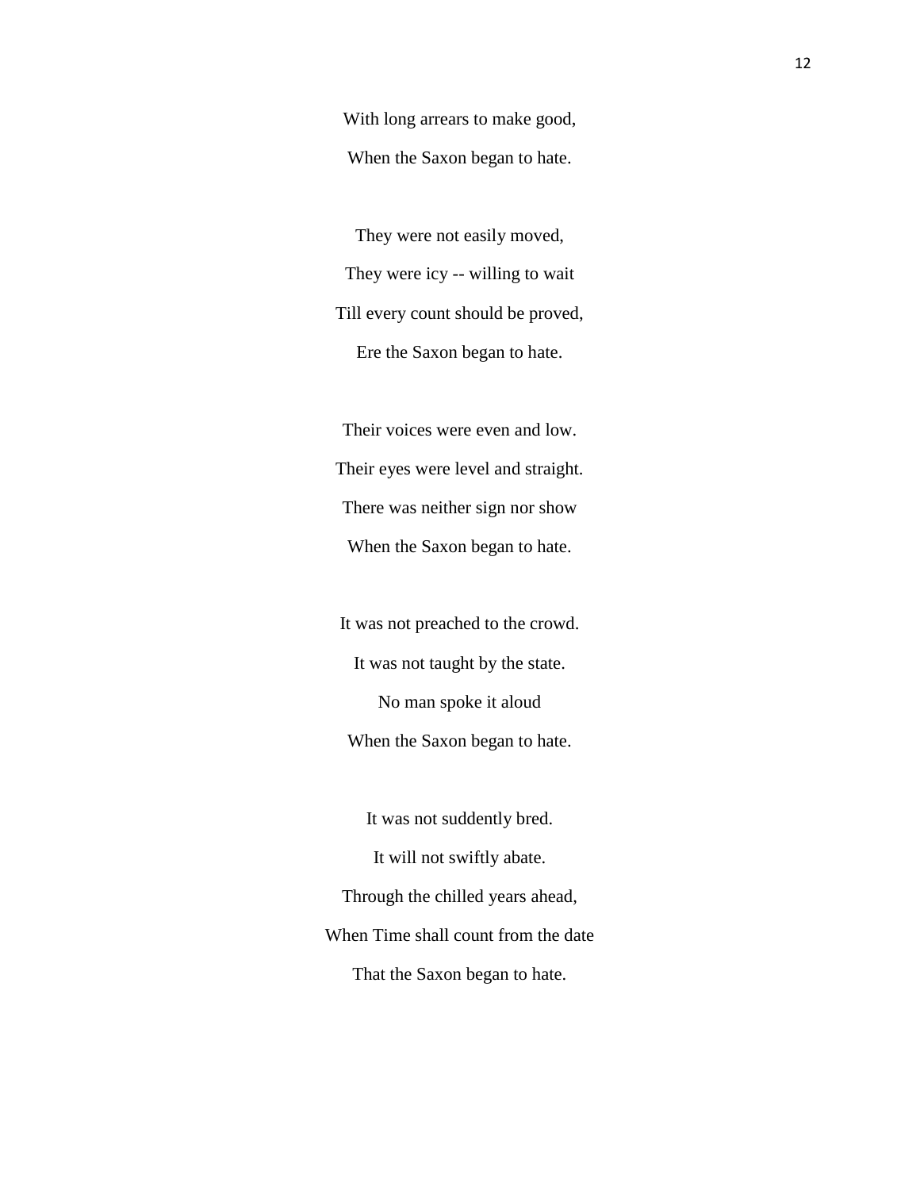With long arrears to make good,

When the Saxon began to hate.

They were not easily moved,

They were icy -- willing to wait

Till every count should be proved,

Ere the Saxon began to hate.

Their voices were even and low.

Their eyes were level and straight.

There was neither sign nor show

When the Saxon began to hate.

It was not preached to the crowd.

It was not taught by the state.

No man spoke it aloud

When the Saxon began to hate.

It was not suddently bred.

It will not swiftly abate.

Through the chilled years ahead,

When Time shall count from the date

That the Saxon began to hate.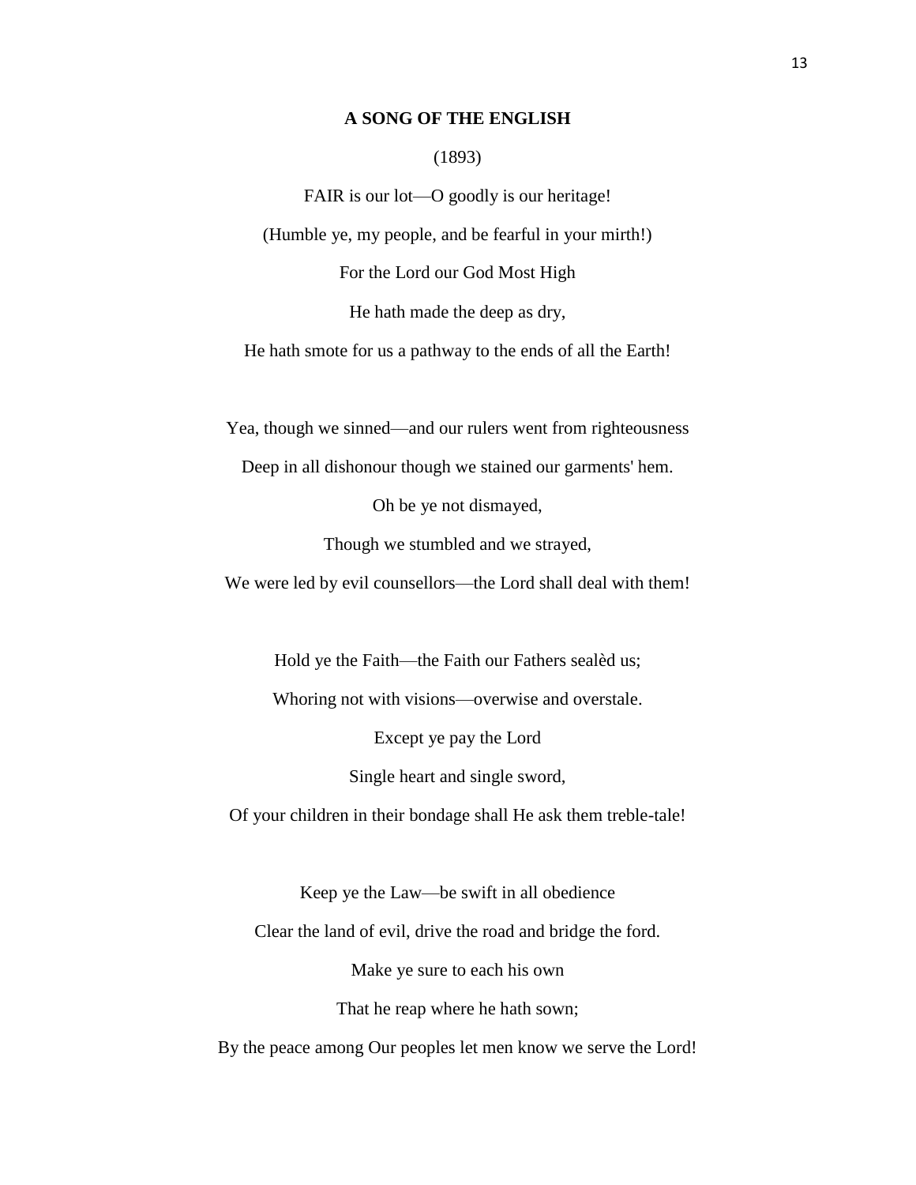## A SONG OF THE ENGLISH

(1893)

FAIR is our lot—O goodly is our heritage!  
(Humble ye, my people, and be fearful in your mirth!)  
For the Lord our God Most High  
He hath made the deep as dry,  
He hath smote for us a pathway to the ends of all the Earth!

Yea, though we sinned—and our rulers went from righteousness  
Deep in all dishonour though we stained our garments' hem.  
Oh be ye not dismayed,  
Though we stumbled and we strayed,  
We were led by evil counsellors—the Lord shall deal with them!

Hold ye the Faith—the Faith our Fathers sealèd us;  
Whoring not with visions—overwise and overstale.  
Except ye pay the Lord  
Single heart and single sword,  
Of your children in their bondage shall He ask them treble-tale!

Keep ye the Law—be swift in all obedience  
Clear the land of evil, drive the road and bridge the ford.  
Make ye sure to each his own  
That he reap where he hath sown;  
By the peace among Our peoples let men know we serve the Lord!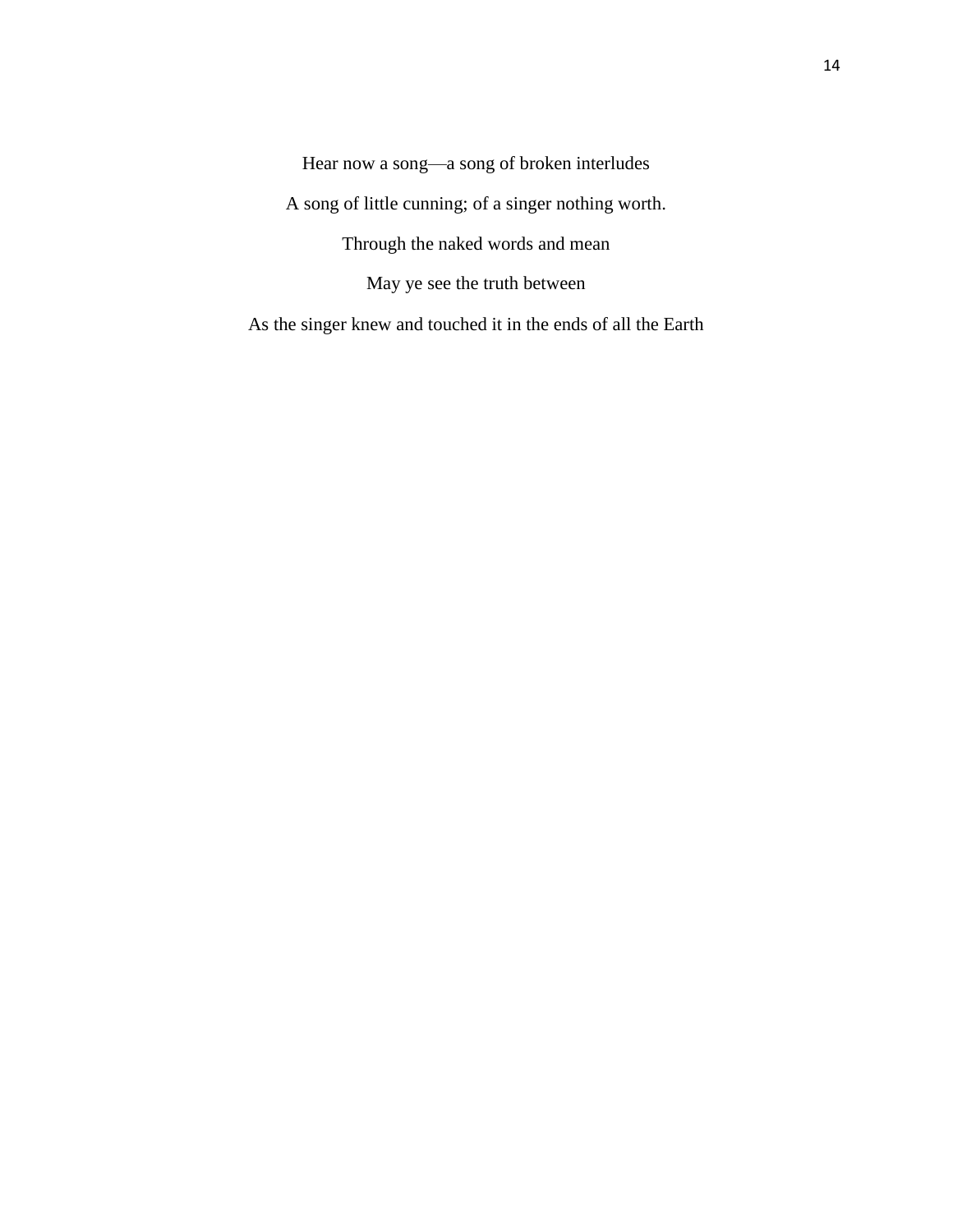Hear now a song—a song of broken interludes

A song of little cunning; of a singer nothing worth.

Through the naked words and mean

May ye see the truth between

As the singer knew and touched it in the ends of all the Earth